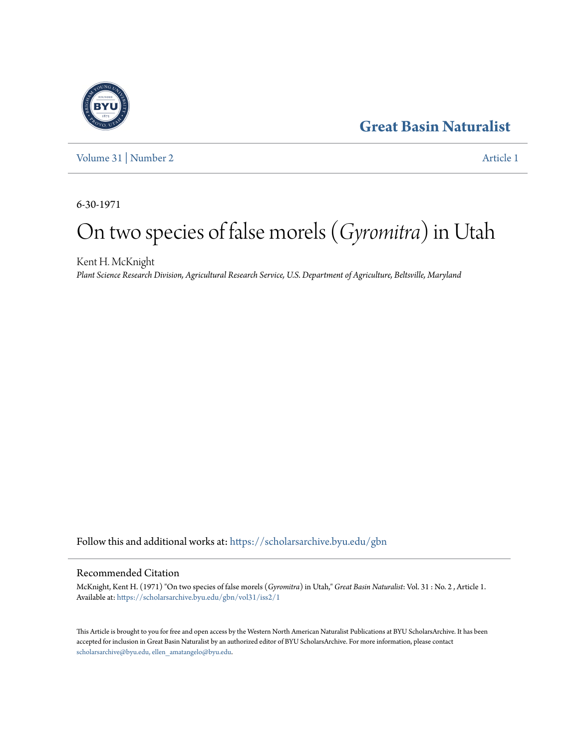# Great Basin Naturalist

Volume 31 | Number 2 — Article 1

6-30-1971

# On two species of false morels (*Gyromitra*) in Utah

Kent H. McKnight
*Plant Science Research Division, Agricultural Research Service, U.S. Department of Agriculture, Beltsville, Maryland*

Follow this and additional works at: https://scholarsarchive.byu.edu/gbn

## Recommended Citation

McKnight, Kent H. (1971) "On two species of false morels (*Gyromitra*) in Utah," *Great Basin Naturalist*: Vol. 31 : No. 2 , Article 1.
Available at: https://scholarsarchive.byu.edu/gbn/vol31/iss2/1

This Article is brought to you for free and open access by the Western North American Naturalist Publications at BYU ScholarsArchive. It has been accepted for inclusion in Great Basin Naturalist by an authorized editor of BYU ScholarsArchive. For more information, please contact scholarsarchive@byu.edu, ellen_amatangelo@byu.edu.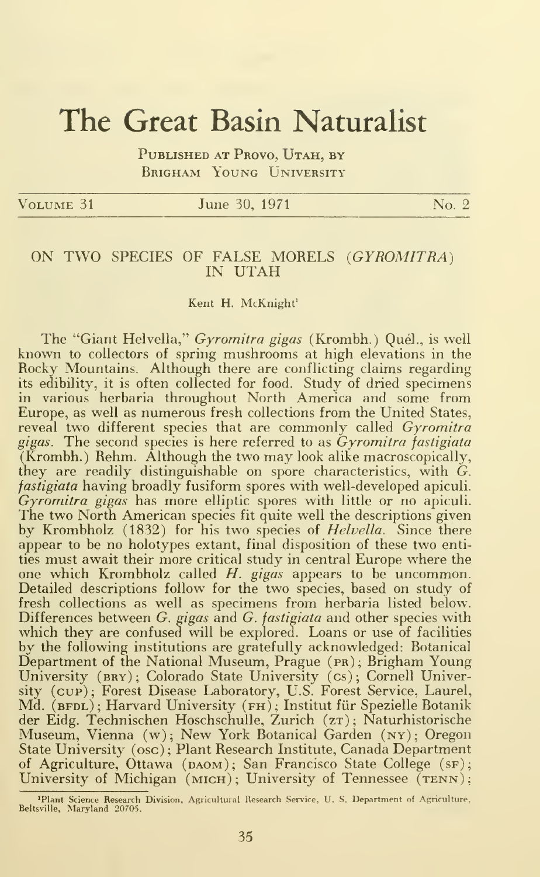# The Great Basin Naturalist

Published at Provo, Utah, by Brigham Young University

Volume 31 | June 30, 1971 | No. 2

## ON TWO SPECIES OF FALSE MORELS (*GYROMITRA*) IN UTAH

Kent H. McKnight[1]

The "Giant Helvella," *Gyromitra gigas* (Krombh.) Quél., is well known to collectors of spring mushrooms at high elevations in the Rocky Mountains. Although there are conflicting claims regarding its edibility, it is often collected for food. Study of dried specimens in various herbaria throughout North America and some from Europe, as well as numerous fresh collections from the United States, reveal two different species that are commonly called *Gyromitra gigas*. The second species is here referred to as *Gyromitra fastigiata* (Krombh.) Rehm. Although the two may look alike macroscopically, they are readily distinguishable on spore characteristics, with *G. fastigiata* having broadly fusiform spores with well-developed apiculi. *Gyromitra gigas* has more elliptic spores with little or no apiculi. The two North American species fit quite well the descriptions given by Krombholz (1832) for his two species of *Helvella*. Since there appear to be no holotypes extant, final disposition of these two entities must await their more critical study in central Europe where the one which Krombholz called *H. gigas* appears to be uncommon. Detailed descriptions follow for the two species, based on study of fresh collections as well as specimens from herbaria listed below. Differences between *G. gigas* and *G. fastigiata* and other species with which they are confused will be explored. Loans or use of facilities by the following institutions are gratefully acknowledged: Botanical Department of the National Museum, Prague (PR); Brigham Young University (BRY); Colorado State University (CS); Cornell University (CUP); Forest Disease Laboratory, U.S. Forest Service, Laurel, Md. (BFDL); Harvard University (FH); Institut für Spezielle Botanik der Eidg. Technischen Hoschschulle, Zurich (ZT); Naturhistorische Museum, Vienna (W); New York Botanical Garden (NY); Oregon State University (OSC); Plant Research Institute, Canada Department of Agriculture, Ottawa (DAOM); San Francisco State College (SF); University of Michigan (MICH); University of Tennessee (TENN);

[1]Plant Science Research Division, Agricultural Research Service, U. S. Department of Agriculture, Beltsville, Maryland 20705.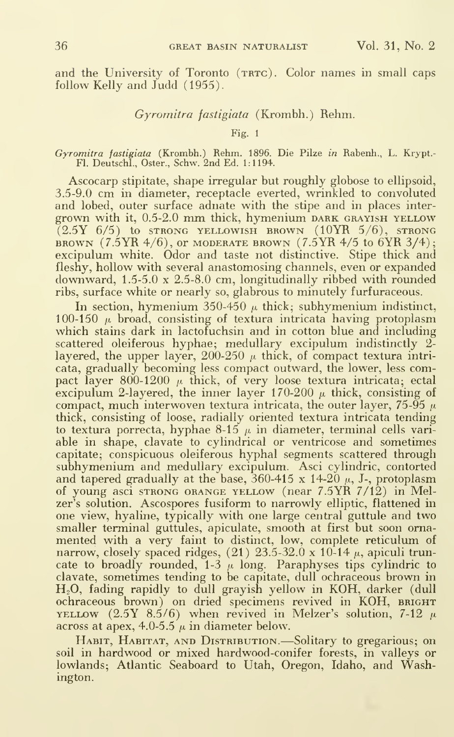and the University of Toronto (TRTC). Color names in small caps follow Kelly and Judd (1955).

## *Gyromitra fastigiata* (Krombh.) Rehm.

Fig. 1

*Gyromitra fastigiata* (Krombh.) Rehm. 1896. Die Pilze *in* Rabenh., L. Krypt.-Fl. Deutschl., Oster., Schw. 2nd Ed. 1:1194.

Ascocarp stipitate, shape irregular but roughly globose to ellipsoid, 3.5-9.0 cm in diameter, receptacle everted, wrinkled to convoluted and lobed, outer surface adnate with the stipe and in places intergrown with it, 0.5-2.0 mm thick, hymenium DARK GRAYISH YELLOW (2.5Y 6/5) to STRONG YELLOWISH BROWN (10YR 5/6), STRONG BROWN (7.5YR 4/6), or MODERATE BROWN (7.5YR 4/5 to 6YR 3/4); excipulum white. Odor and taste not distinctive. Stipe thick and fleshy, hollow with several anastomosing channels, even or expanded downward, 1.5-5.0 x 2.5-8.0 cm, longitudinally ribbed with rounded ribs, surface white or nearly so, glabrous to minutely furfuraceous.

In section, hymenium 350-450 $\mu$ thick; subhymenium indistinct, 100-150 $\mu$ broad, consisting of textura intricata having protoplasm which stains dark in lactofuchsin and in cotton blue and including scattered oleiferous hyphae; medullary excipulum indistinctly 2-layered, the upper layer, 200-250 $\mu$ thick, of compact textura intricata, gradually becoming less compact outward, the lower, less compact layer 800-1200 $\mu$ thick, of very loose textura intricata; ectal excipulum 2-layered, the inner layer 170-200 $\mu$ thick, consisting of compact, much interwoven textura intricata, the outer layer, 75-95 $\mu$ thick, consisting of loose, radially oriented textura intricata tending to textura porrecta, hyphae 8-15 $\mu$ in diameter, terminal cells variable in shape, clavate to cylindrical or ventricose and sometimes capitate; conspicuous oleiferous hyphal segments scattered through subhymenium and medullary excipulum. Asci cylindric, contorted and tapered gradually at the base, 360-415 x 14-20 $\mu$, J-, protoplasm of young asci STRONG ORANGE YELLOW (near 7.5YR 7/12) in Melzer's solution. Ascospores fusiform to narrowly elliptic, flattened in one view, hyaline, typically with one large central guttule and two smaller terminal guttules, apiculate, smooth at first but soon ornamented with a very faint to distinct, low, complete reticulum of narrow, closely spaced ridges, (21) 23.5-32.0 x 10-14 $\mu$, apiculi truncate to broadly rounded, 1-3 $\mu$ long. Paraphyses tips cylindric to clavate, sometimes tending to be capitate, dull ochraceous brown in $H_2O$, fading rapidly to dull grayish yellow in KOH, darker (dull ochraceous brown) on dried specimens revived in KOH, BRIGHT YELLOW (2.5Y 8.5/6) when revived in Melzer's solution, 7-12 $\mu$ across at apex, 4.0-5.5 $\mu$ in diameter below.

HABIT, HABITAT, AND DISTRIBUTION.—Solitary to gregarious; on soil in hardwood or mixed hardwood-conifer forests, in valleys or lowlands; Atlantic Seaboard to Utah, Oregon, Idaho, and Washington.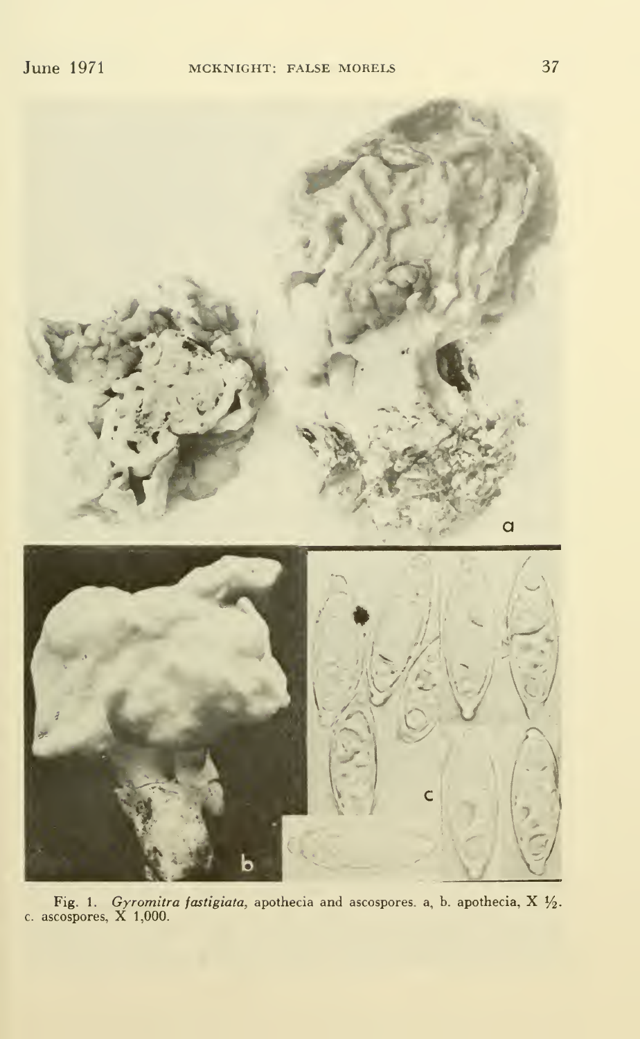Fig. 1. *Gyromitra fastigiata*, apothecia and ascospores. a, b. apothecia, X ½. c. ascospores, X 1,000.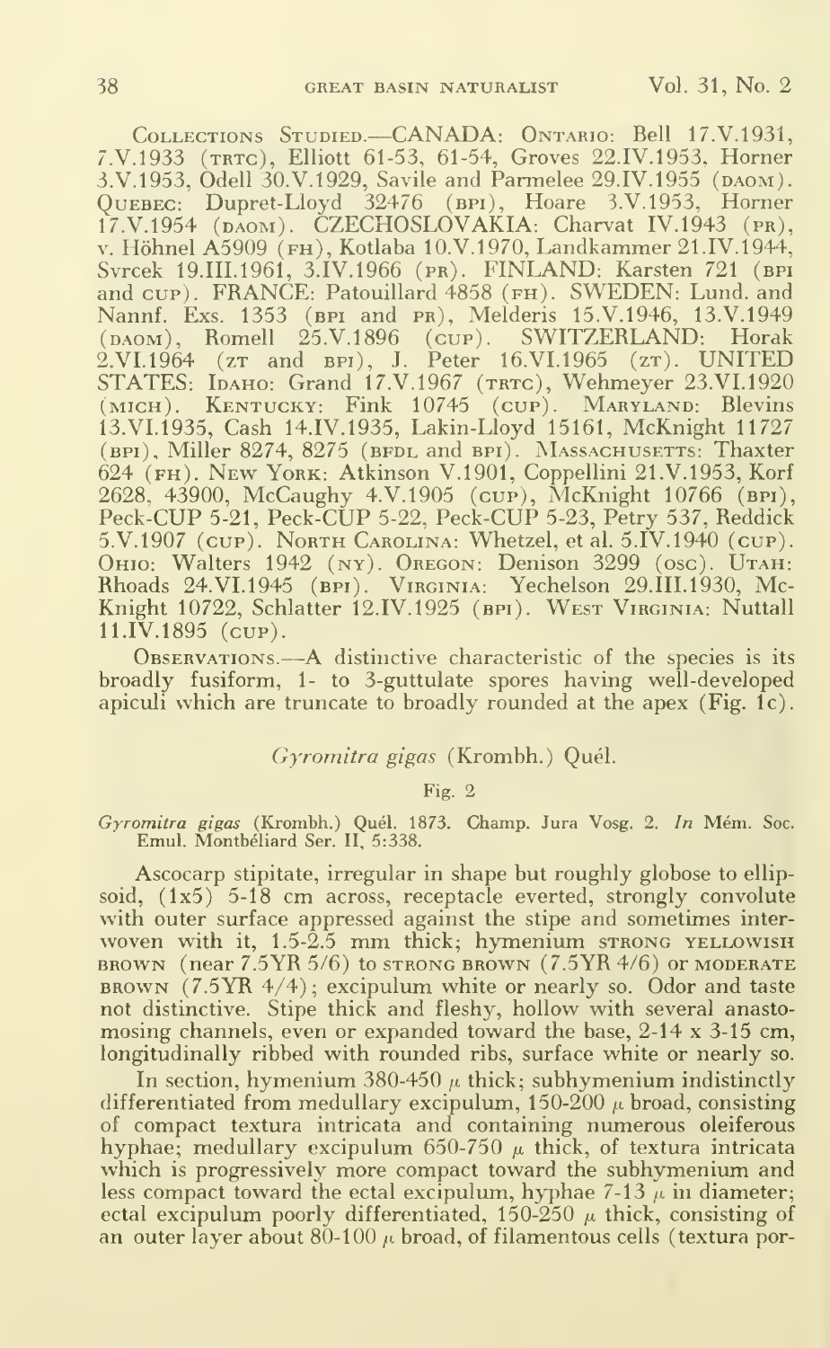COLLECTIONS STUDIED.—CANADA: ONTARIO: Bell 17.V.1931, 7.V.1933 (TRTC), Elliott 61-53, 61-54, Groves 22.IV.1953, Horner 3.V.1953, Odell 30.V.1929, Savile and Parmelee 29.IV.1955 (DAOM). QUEBEC: Dupret-Lloyd 32476 (BPI), Hoare 3.V.1953, Horner 17.V.1954 (DAOM). CZECHOSLOVAKIA: Charvat IV.1943 (PR), v. Höhnel A5909 (FH), Kotlaba 10.V.1970, Landkammer 21.IV.1944, Svrcek 19.III.1961, 3.IV.1966 (PR). FINLAND: Karsten 721 (BPI and CUP). FRANCE: Patouillard 4858 (FH). SWEDEN: Lund. and Nannf. Exs. 1353 (BPI and PR), Melderis 15.V.1946, 13.V.1949 (DAOM), Romell 25.V.1896 (CUP). SWITZERLAND: Horak 2.VI.1964 (ZT and BPI), J. Peter 16.VI.1965 (ZT). UNITED STATES: IDAHO: Grand 17.V.1967 (TRTC), Wehmeyer 23.VI.1920 (MICH). KENTUCKY: Fink 10745 (CUP). MARYLAND: Blevins 13.VI.1935, Cash 14.IV.1935, Lakin-Lloyd 15161, McKnight 11727 (BPI), Miller 8274, 8275 (BFDL and BPI). MASSACHUSETTS: Thaxter 624 (FH). NEW YORK: Atkinson V.1901, Coppellini 21.V.1953, Korf 2628, 43900, McCaughy 4.V.1905 (CUP), McKnight 10766 (BPI), Peck-CUP 5-21, Peck-CUP 5-22, Peck-CUP 5-23, Petry 537, Reddick 5.V.1907 (CUP). NORTH CAROLINA: Whetzel, et al. 5.IV.1940 (CUP). OHIO: Walters 1942 (NY). OREGON: Denison 3299 (OSC). UTAH: Rhoads 24.VI.1945 (BPI). VIRGINIA: Yechelson 29.III.1930, McKnight 10722, Schlatter 12.IV.1925 (BPI). WEST VIRGINIA: Nuttall 11.IV.1895 (CUP).

OBSERVATIONS.—A distinctive characteristic of the species is its broadly fusiform, 1- to 3-guttulate spores having well-developed apiculi which are truncate to broadly rounded at the apex (Fig. 1c).

## *Gyromitra gigas* (Krombh.) Quél.

Fig. 2

*Gyromitra gigas* (Krombh.) Quél. 1873. Champ. Jura Vosg. 2. *In* Mém. Soc. Emul. Montbéliard Ser. II, 5:338.

Ascocarp stipitate, irregular in shape but roughly globose to ellipsoid, (1x5) 5-18 cm across, receptacle everted, strongly convolute with outer surface appressed against the stipe and sometimes interwoven with it, 1.5-2.5 mm thick; hymenium STRONG YELLOWISH BROWN (near 7.5YR 5/6) to STRONG BROWN (7.5YR 4/6) or MODERATE BROWN (7.5YR 4/4); excipulum white or nearly so. Odor and taste not distinctive. Stipe thick and fleshy, hollow with several anastomosing channels, even or expanded toward the base, 2-14 x 3-15 cm, longitudinally ribbed with rounded ribs, surface white or nearly so.

In section, hymenium 380-450 $\mu$ thick; subhymenium indistinctly differentiated from medullary excipulum, 150-200 $\mu$ broad, consisting of compact textura intricata and containing numerous oleiferous hyphae; medullary excipulum 650-750 $\mu$ thick, of textura intricata which is progressively more compact toward the subhymenium and less compact toward the ectal excipulum, hyphae 7-13 $\mu$ in diameter; ectal excipulum poorly differentiated, 150-250 $\mu$ thick, consisting of an outer layer about 80-100 $\mu$ broad, of filamentous cells (textura por-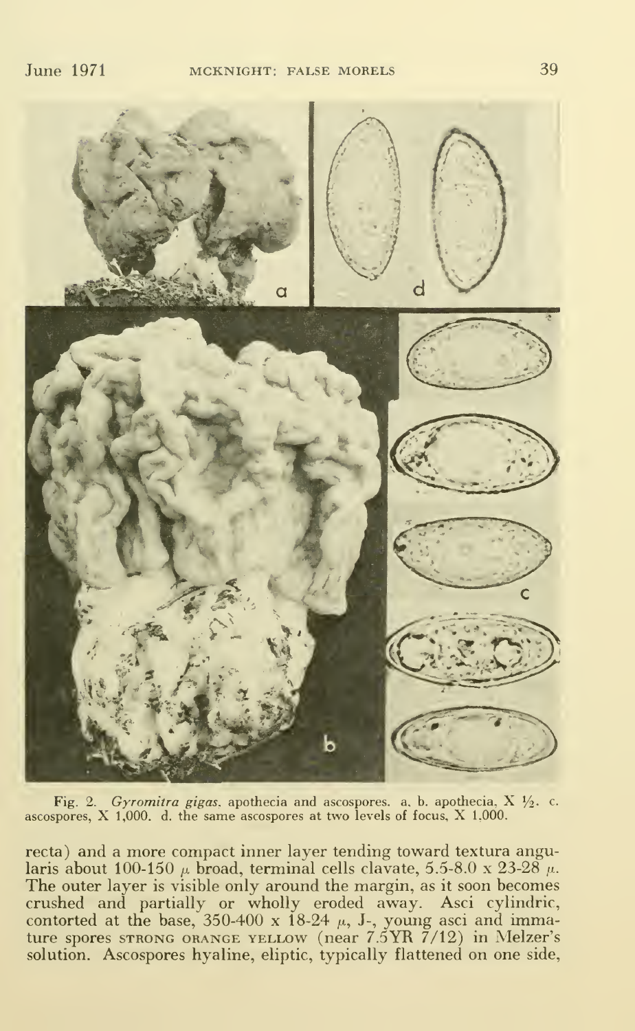Fig. 2. *Gyromitra gigas*. apothecia and ascospores. a, b. apothecia, X ½. c. ascospores, X 1,000. d. the same ascospores at two levels of focus, X 1,000.

recta) and a more compact inner layer tending toward textura angularis about 100-150 μ broad, terminal cells clavate, 5.5-8.0 x 23-28 μ. The outer layer is visible only around the margin, as it soon becomes crushed and partially or wholly eroded away. Asci cylindric, contorted at the base, 350-400 x 18-24 μ, J-, young asci and immature spores STRONG ORANGE YELLOW (near 7.5YR 7/12) in Melzer's solution. Ascospores hyaline, eliptic, typically flattened on one side,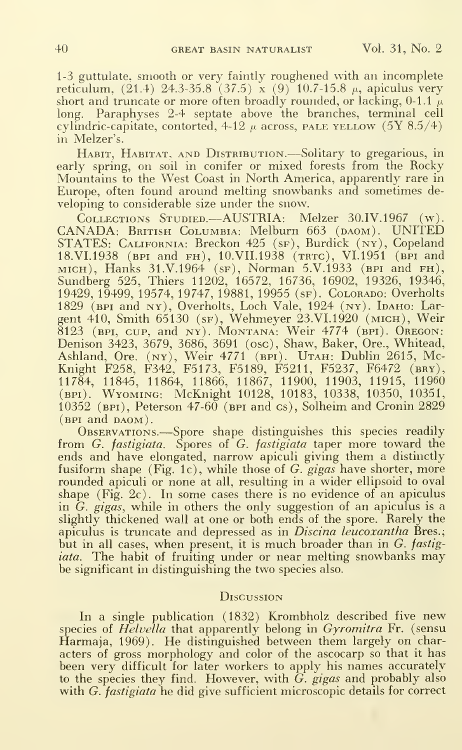1-3 guttulate, smooth or very faintly roughened with an incomplete reticulum, (21.4) 24.3-35.8 (37.5) x (9) 10.7-15.8 μ, apiculus very short and truncate or more often broadly rounded, or lacking, 0-1.1 μ long. Paraphyses 2-4 septate above the branches, terminal cell cylindric-capitate, contorted, 4-12 μ across, PALE YELLOW (5Y 8.5/4) in Melzer's.

HABIT, HABITAT, AND DISTRIBUTION.—Solitary to gregarious, in early spring, on soil in conifer or mixed forests from the Rocky Mountains to the West Coast in North America, apparently rare in Europe, often found around melting snowbanks and sometimes developing to considerable size under the snow.

COLLECTIONS STUDIED.—AUSTRIA: Melzer 30.IV.1967 (W). CANADA: BRITISH COLUMBIA: Melburn 663 (DAOM). UNITED STATES: CALIFORNIA: Breckon 425 (SF), Burdick (NY), Copeland 18.VI.1938 (BPI and FH), 10.VII.1938 (TRTC), VI.1951 (BPI and MICH), Hanks 31.V.1964 (SF), Norman 5.V.1933 (BPI and FH), Sundberg 525, Thiers 11202, 16572, 16736, 16902, 19326, 19346, 19429, 19499, 19574, 19747, 19881, 19955 (SF). COLORADO: Overholts 1829 (BPI and NY), Overholts, Loch Vale, 1924 (NY). IDAHO: Largent 410, Smith 65130 (SF), Wehmeyer 23.VI.1920 (MICH), Weir 8123 (BPI, CUP, and NY). MONTANA: Weir 4774 (BPI). OREGON: Denison 3423, 3679, 3686, 3691 (OSC), Shaw, Baker, Ore., Whitead, Ashland, Ore. (NY), Weir 4771 (BPI). UTAH: Dublin 2615, McKnight F258, F342, F5173, F5189, F5211, F5237, F6472 (BRY), 11784, 11845, 11864, 11866, 11867, 11900, 11903, 11915, 11960 (BPI). WYOMING: McKnight 10128, 10183, 10338, 10350, 10351, 10352 (BPI), Peterson 47-60 (BPI and CS), Solheim and Cronin 2829 (BPI and DAOM).

OBSERVATIONS.—Spore shape distinguishes this species readily from *G. fastigiata*. Spores of *G. fastigiata* taper more toward the ends and have elongated, narrow apiculi giving them a distinctly fusiform shape (Fig. 1c), while those of *G. gigas* have shorter, more rounded apiculi or none at all, resulting in a wider ellipsoid to oval shape (Fig. 2c). In some cases there is no evidence of an apiculus in *G. gigas*, while in others the only suggestion of an apiculus is a slightly thickened wall at one or both ends of the spore. Rarely the apiculus is truncate and depressed as in *Discina leucoxantha* Bres.; but in all cases, when present, it is much broader than in *G. fastigiata*. The habit of fruiting under or near melting snowbanks may be significant in distinguishing the two species also.

## DISCUSSION

In a single publication (1832) Krombholz described five new species of *Helvella* that apparently belong in *Gyromitra* Fr. (sensu Harmaja, 1969). He distinguished between them largely on characters of gross morphology and color of the ascocarp so that it has been very difficult for later workers to apply his names accurately to the species they find. However, with *G. gigas* and probably also with *G. fastigiata* he did give sufficient microscopic details for correct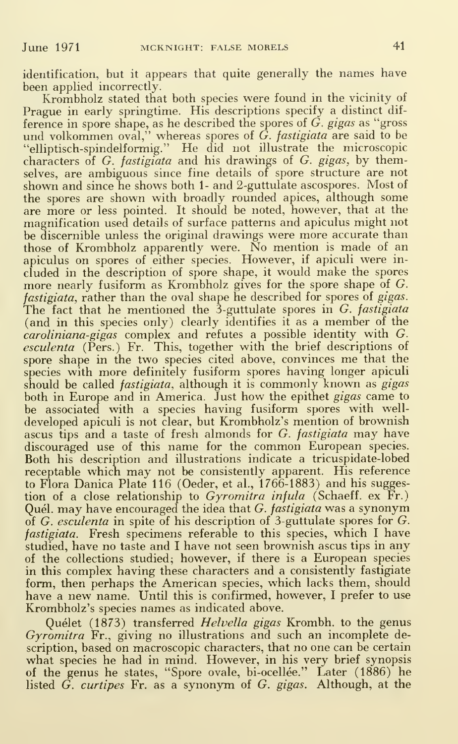identification, but it appears that quite generally the names have been applied incorrectly.

Krombholz stated that both species were found in the vicinity of Prague in early springtime. His descriptions specify a distinct difference in spore shape, as he described the spores of *G. gigas* as "gross und volkommen oval," whereas spores of *G. fastigiata* are said to be "elliptisch-spindelformig." He did not illustrate the microscopic characters of *G. fastigiata* and his drawings of *G. gigas*, by themselves, are ambiguous since fine details of spore structure are not shown and since he shows both 1- and 2-guttulate ascospores. Most of the spores are shown with broadly rounded apices, although some are more or less pointed. It should be noted, however, that at the magnification used details of surface patterns and apiculus might not be discernible unless the original drawings were more accurate than those of Krombholz apparently were. No mention is made of an apiculus on spores of either species. However, if apiculi were included in the description of spore shape, it would make the spores more nearly fusiform as Krombholz gives for the spore shape of *G. fastigiata*, rather than the oval shape he described for spores of *gigas*. The fact that he mentioned the 3-guttulate spores in *G. fastigiata* (and in this species only) clearly identifies it as a member of the *caroliniana-gigas* complex and refutes a possible identity with *G. esculenta* (Pers.) Fr. This, together with the brief descriptions of spore shape in the two species cited above, convinces me that the species with more definitely fusiform spores having longer apiculi should be called *fastigiata*, although it is commonly known as *gigas* both in Europe and in America. Just how the epithet *gigas* came to be associated with a species having fusiform spores with well-developed apiculi is not clear, but Krombholz's mention of brownish ascus tips and a taste of fresh almonds for *G. fastigiata* may have discouraged use of this name for the common European species. Both his description and illustrations indicate a tricuspidate-lobed receptable which may not be consistently apparent. His reference to Flora Danica Plate 116 (Oeder, et al., 1766-1883) and his suggestion of a close relationship to *Gyromitra infula* (Schaeff. ex Fr.) Quél. may have encouraged the idea that *G. fastigiata* was a synonym of *G. esculenta* in spite of his description of 3-guttulate spores for *G. fastigiata*. Fresh specimens referable to this species, which I have studied, have no taste and I have not seen brownish ascus tips in any of the collections studied; however, if there is a European species in this complex having these characters and a consistently fastigiate form, then perhaps the American species, which lacks them, should have a new name. Until this is confirmed, however, I prefer to use Krombholz's species names as indicated above.

Quélet (1873) transferred *Helvella gigas* Krombh. to the genus *Gyromitra* Fr., giving no illustrations and such an incomplete description, based on macroscopic characters, that no one can be certain what species he had in mind. However, in his very brief synopsis of the genus he states, "Spore ovale, bi-ocellée." Later (1886) he listed *G. curtipes* Fr. as a synonym of *G. gigas*. Although, at the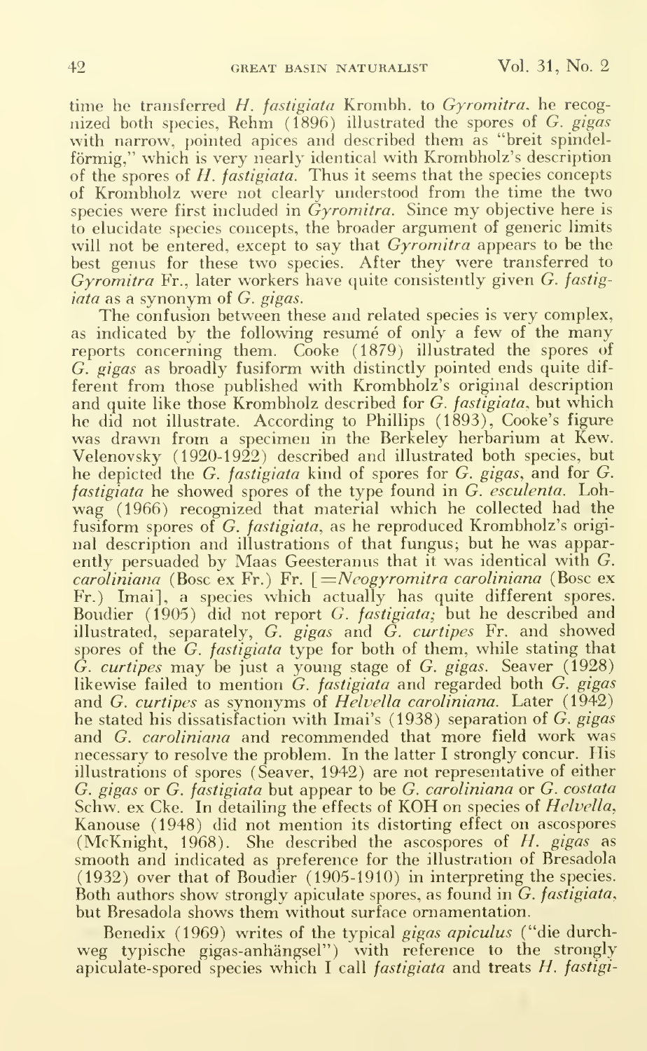time he transferred *H. fastigiata* Krombh. to *Gyromitra*, he recognized both species, Rehm (1896) illustrated the spores of *G. gigas* with narrow, pointed apices and described them as "breit spindelförmig," which is very nearly identical with Krombholz's description of the spores of *H. fastigiata*. Thus it seems that the species concepts of Krombholz were not clearly understood from the time the two species were first included in *Gyromitra*. Since my objective here is to elucidate species concepts, the broader argument of generic limits will not be entered, except to say that *Gyromitra* appears to be the best genus for these two species. After they were transferred to *Gyromitra* Fr., later workers have quite consistently given *G. fastigiata* as a synonym of *G. gigas*.

The confusion between these and related species is very complex, as indicated by the following resumé of only a few of the many reports concerning them. Cooke (1879) illustrated the spores of *G. gigas* as broadly fusiform with distinctly pointed ends quite different from those published with Krombholz's original description and quite like those Krombholz described for *G. fastigiata*, but which he did not illustrate. According to Phillips (1893), Cooke's figure was drawn from a specimen in the Berkeley herbarium at Kew. Velenovsky (1920-1922) described and illustrated both species, but he depicted the *G. fastigiata* kind of spores for *G. gigas*, and for *G. fastigiata* he showed spores of the type found in *G. esculenta*. Lohwag (1966) recognized that material which he collected had the fusiform spores of *G. fastigiata*, as he reproduced Krombholz's original description and illustrations of that fungus; but he was apparently persuaded by Maas Geesteranus that it was identical with *G. caroliniana* (Bosc ex Fr.) Fr. [=*Neogyromitra caroliniana* (Bosc ex Fr.) Imai], a species which actually has quite different spores. Boudier (1905) did not report *G. fastigiata;* but he described and illustrated, separately, *G. gigas* and *G. curtipes* Fr. and showed spores of the *G. fastigiata* type for both of them, while stating that *G. curtipes* may be just a young stage of *G. gigas*. Seaver (1928) likewise failed to mention *G. fastigiata* and regarded both *G. gigas* and *G. curtipes* as synonyms of *Helvella caroliniana*. Later (1942) he stated his dissatisfaction with Imai's (1938) separation of *G. gigas* and *G. caroliniana* and recommended that more field work was necessary to resolve the problem. In the latter I strongly concur. His illustrations of spores (Seaver, 1942) are not representative of either *G. gigas* or *G. fastigiata* but appear to be *G. caroliniana* or *G. costata* Schw. ex Cke. In detailing the effects of KOH on species of *Helvella*, Kanouse (1948) did not mention its distorting effect on ascospores (McKnight, 1968). She described the ascospores of *H. gigas* as smooth and indicated as preference for the illustration of Bresadola (1932) over that of Boudier (1905-1910) in interpreting the species. Both authors show strongly apiculate spores, as found in *G. fastigiata*, but Bresadola shows them without surface ornamentation.

Benedix (1969) writes of the typical *gigas apiculus* ("die durchweg typische gigas-anhängsel") with reference to the strongly apiculate-spored species which I call *fastigiata* and treats *H. fastigi-*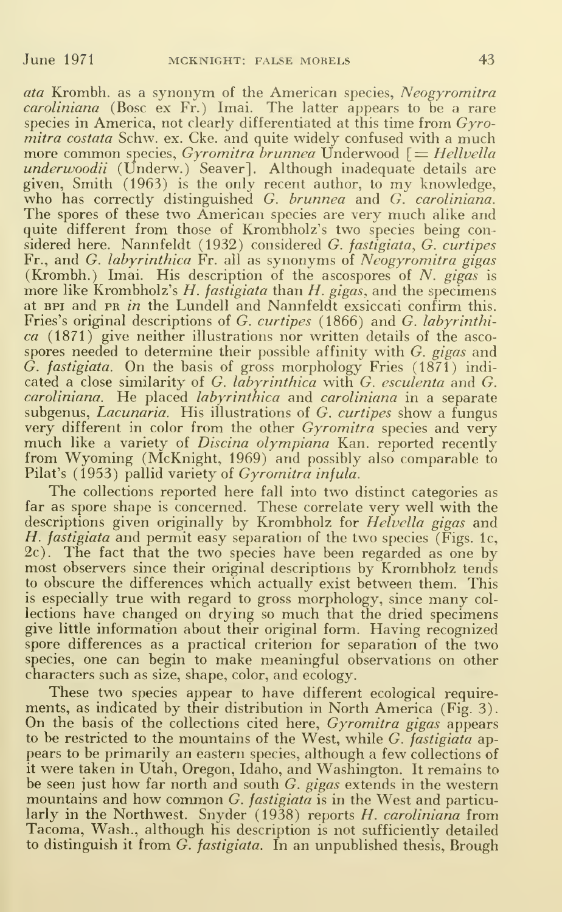*ata* Krombh. as a synonym of the American species, *Neogyromitra caroliniana* (Bosc ex Fr.) Imai. The latter appears to be a rare species in America, not clearly differentiated at this time from *Gyromitra costata* Schw. ex. Cke. and quite widely confused with a much more common species, *Gyromitra brunnea* Underwood [= *Hellvella underwoodii* (Underw.) Seaver]. Although inadequate details are given, Smith (1963) is the only recent author, to my knowledge, who has correctly distinguished *G. brunnea* and *G. caroliniana*. The spores of these two American species are very much alike and quite different from those of Krombholz's two species being considered here. Nannfeldt (1932) considered *G. fastigiata*, *G. curtipes* Fr., and *G. labyrinthica* Fr. all as synonyms of *Neogyromitra gigas* (Krombh.) Imai. His description of the ascospores of *N. gigas* is more like Krombholz's *H. fastigiata* than *H. gigas*, and the specimens at BPI and PR *in* the Lundell and Nannfeldt exsiccati confirm this. Fries's original descriptions of *G. curtipes* (1866) and *G. labyrinthica* (1871) give neither illustrations nor written details of the ascospores needed to determine their possible affinity with *G. gigas* and *G. fastigiata*. On the basis of gross morphology Fries (1871) indicated a close similarity of *G. labyrinthica* with *G. esculenta* and *G. caroliniana*. He placed *labyrinthica* and *caroliniana* in a separate subgenus, *Lacunaria*. His illustrations of *G. curtipes* show a fungus very different in color from the other *Gyromitra* species and very much like a variety of *Discina olympiana* Kan. reported recently from Wyoming (McKnight, 1969) and possibly also comparable to Pilat's (1953) pallid variety of *Gyromitra infula*.

The collections reported here fall into two distinct categories as far as spore shape is concerned. These correlate very well with the descriptions given originally by Krombholz for *Helvella gigas* and *H. fastigiata* and permit easy separation of the two species (Figs. 1c, 2c). The fact that the two species have been regarded as one by most observers since their original descriptions by Krombholz tends to obscure the differences which actually exist between them. This is especially true with regard to gross morphology, since many collections have changed on drying so much that the dried specimens give little information about their original form. Having recognized spore differences as a practical criterion for separation of the two species, one can begin to make meaningful observations on other characters such as size, shape, color, and ecology.

These two species appear to have different ecological requirements, as indicated by their distribution in North America (Fig. 3). On the basis of the collections cited here, *Gyromitra gigas* appears to be restricted to the mountains of the West, while *G. fastigiata* appears to be primarily an eastern species, although a few collections of it were taken in Utah, Oregon, Idaho, and Washington. It remains to be seen just how far north and south *G. gigas* extends in the western mountains and how common *G. fastigiata* is in the West and particularly in the Northwest. Snyder (1938) reports *H. caroliniana* from Tacoma, Wash., although his description is not sufficiently detailed to distinguish it from *G. fastigiata*. In an unpublished thesis, Brough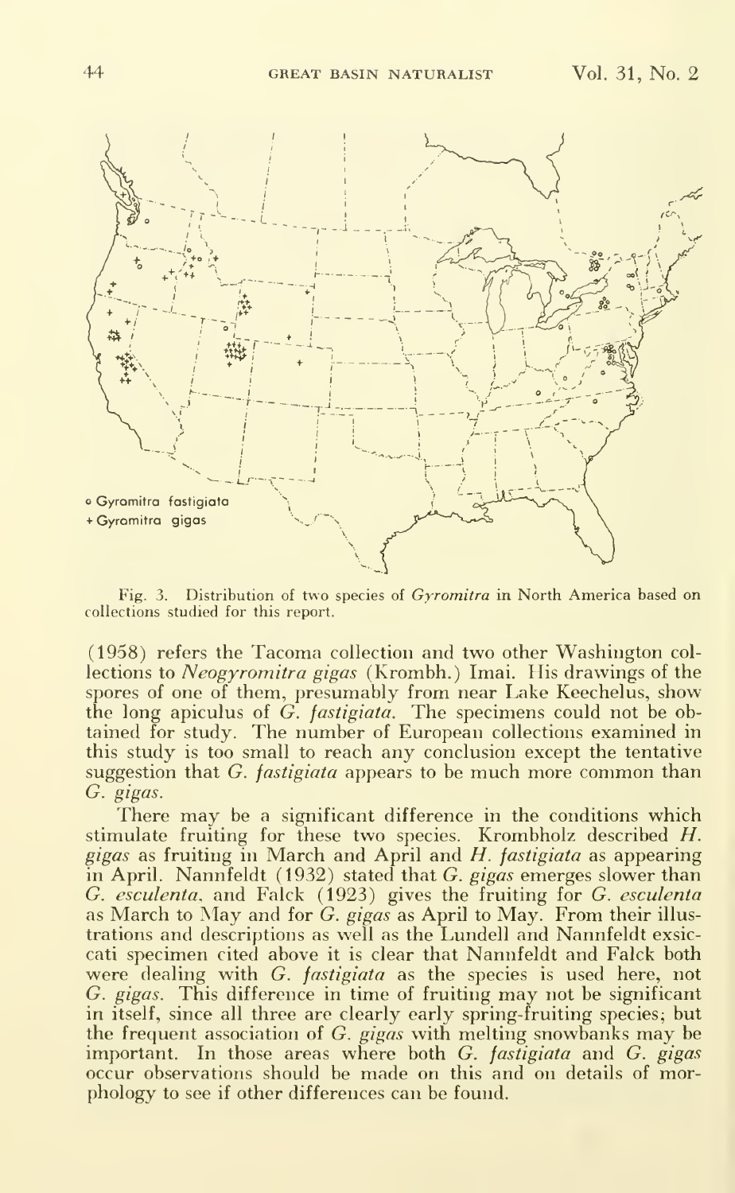o Gyromitra fastigiata
+ Gyromitra gigas

Fig. 3. Distribution of two species of *Gyromitra* in North America based on collections studied for this report.

(1958) refers the Tacoma collection and two other Washington collections to *Neogyromitra gigas* (Krombh.) Imai. His drawings of the spores of one of them, presumably from near Lake Keechelus, show the long apiculus of *G. fastigiata*. The specimens could not be obtained for study. The number of European collections examined in this study is too small to reach any conclusion except the tentative suggestion that *G. fastigiata* appears to be much more common than *G. gigas*.

There may be a significant difference in the conditions which stimulate fruiting for these two species. Krombholz described *H. gigas* as fruiting in March and April and *H. fastigiata* as appearing in April. Nannfeldt (1932) stated that *G. gigas* emerges slower than *G. esculenta*, and Falck (1923) gives the fruiting for *G. esculenta* as March to May and for *G. gigas* as April to May. From their illustrations and descriptions as well as the Lundell and Nannfeldt exsiccati specimen cited above it is clear that Nannfeldt and Falck both were dealing with *G. fastigiata* as the species is used here, not *G. gigas*. This difference in time of fruiting may not be significant in itself, since all three are clearly early spring-fruiting species; but the frequent association of *G. gigas* with melting snowbanks may be important. In those areas where both *G. fastigiata* and *G. gigas* occur observations should be made on this and on details of morphology to see if other differences can be found.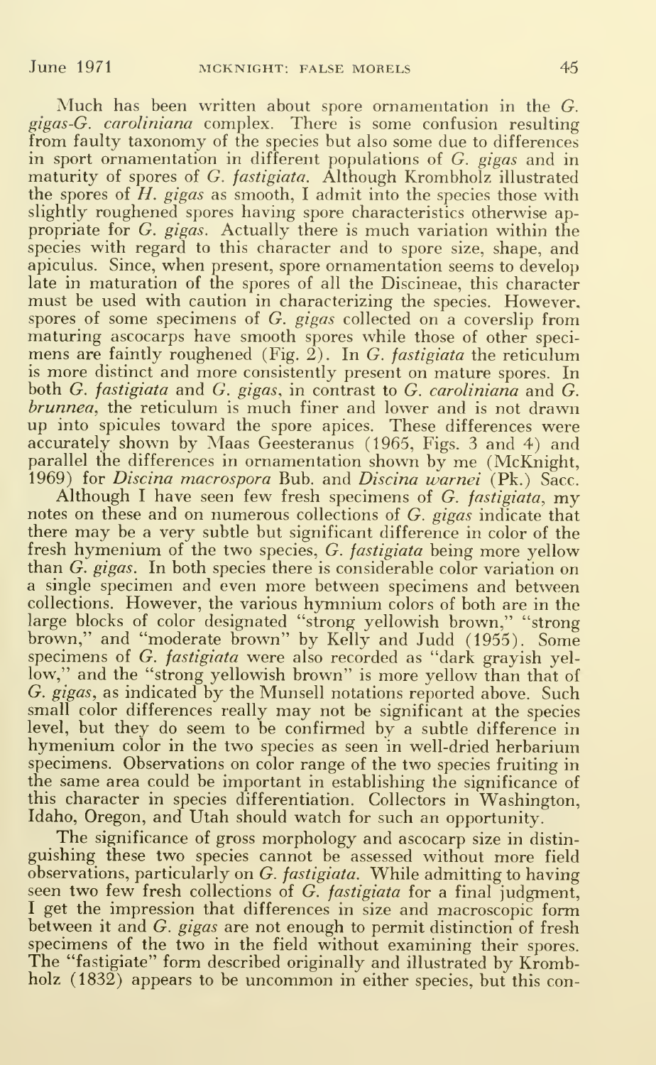Much has been written about spore ornamentation in the *G. gigas*-*G. caroliniana* complex. There is some confusion resulting from faulty taxonomy of the species but also some due to differences in sport ornamentation in different populations of *G. gigas* and in maturity of spores of *G. fastigiata*. Although Krombholz illustrated the spores of *H. gigas* as smooth, I admit into the species those with slightly roughened spores having spore characteristics otherwise appropriate for *G. gigas*. Actually there is much variation within the species with regard to this character and to spore size, shape, and apiculus. Since, when present, spore ornamentation seems to develop late in maturation of the spores of all the Discineae, this character must be used with caution in characterizing the species. However, spores of some specimens of *G. gigas* collected on a coverslip from maturing ascocarps have smooth spores while those of other specimens are faintly roughened (Fig. 2). In *G. fastigiata* the reticulum is more distinct and more consistently present on mature spores. In both *G. fastigiata* and *G. gigas*, in contrast to *G. caroliniana* and *G. brunnea*, the reticulum is much finer and lower and is not drawn up into spicules toward the spore apices. These differences were accurately shown by Maas Geesteranus (1965, Figs. 3 and 4) and parallel the differences in ornamentation shown by me (McKnight, 1969) for *Discina macrospora* Bub. and *Discina warnei* (Pk.) Sacc.

Although I have seen few fresh specimens of *G. fastigiata*, my notes on these and on numerous collections of *G. gigas* indicate that there may be a very subtle but significant difference in color of the fresh hymenium of the two species, *G. fastigiata* being more yellow than *G. gigas*. In both species there is considerable color variation on a single specimen and even more between specimens and between collections. However, the various hymnium colors of both are in the large blocks of color designated "strong yellowish brown," "strong brown," and "moderate brown" by Kelly and Judd (1955). Some specimens of *G. fastigiata* were also recorded as "dark grayish yellow," and the "strong yellowish brown" is more yellow than that of *G. gigas*, as indicated by the Munsell notations reported above. Such small color differences really may not be significant at the species level, but they do seem to be confirmed by a subtle difference in hymenium color in the two species as seen in well-dried herbarium specimens. Observations on color range of the two species fruiting in the same area could be important in establishing the significance of this character in species differentiation. Collectors in Washington, Idaho, Oregon, and Utah should watch for such an opportunity.

The significance of gross morphology and ascocarp size in distinguishing these two species cannot be assessed without more field observations, particularly on *G. fastigiata*. While admitting to having seen two few fresh collections of *G. fastigiata* for a final judgment, I get the impression that differences in size and macroscopic form between it and *G. gigas* are not enough to permit distinction of fresh specimens of the two in the field without examining their spores. The "fastigiate" form described originally and illustrated by Krombholz (1832) appears to be uncommon in either species, but this con-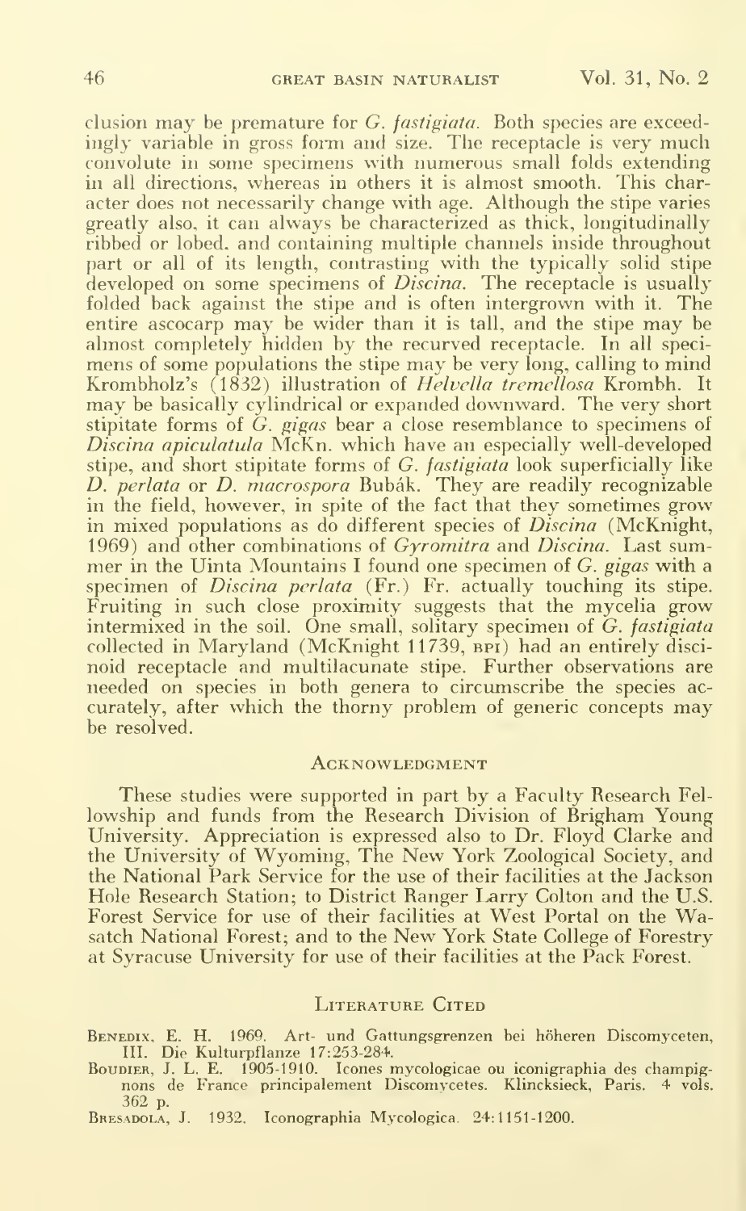clusion may be premature for *G. fastigiata*. Both species are exceedingly variable in gross form and size. The receptacle is very much convolute in some specimens with numerous small folds extending in all directions, whereas in others it is almost smooth. This character does not necessarily change with age. Although the stipe varies greatly also, it can always be characterized as thick, longitudinally ribbed or lobed, and containing multiple channels inside throughout part or all of its length, contrasting with the typically solid stipe developed on some specimens of *Discina*. The receptacle is usually folded back against the stipe and is often intergrown with it. The entire ascocarp may be wider than it is tall, and the stipe may be almost completely hidden by the recurved receptacle. In all specimens of some populations the stipe may be very long, calling to mind Krombholz's (1832) illustration of *Helvella tremellosa* Krombh. It may be basically cylindrical or expanded downward. The very short stipitate forms of *G. gigas* bear a close resemblance to specimens of *Discina apiculatula* McKn. which have an especially well-developed stipe, and short stipitate forms of *G. fastigiata* look superficially like *D. perlata* or *D. macrospora* Bubák. They are readily recognizable in the field, however, in spite of the fact that they sometimes grow in mixed populations as do different species of *Discina* (McKnight, 1969) and other combinations of *Gyromitra* and *Discina*. Last summer in the Uinta Mountains I found one specimen of *G. gigas* with a specimen of *Discina perlata* (Fr.) Fr. actually touching its stipe. Fruiting in such close proximity suggests that the mycelia grow intermixed in the soil. One small, solitary specimen of *G. fastigiata* collected in Maryland (McKnight 11739, BPI) had an entirely discinoid receptacle and multilacunate stipe. Further observations are needed on species in both genera to circumscribe the species accurately, after which the thorny problem of generic concepts may be resolved.

## Acknowledgment

These studies were supported in part by a Faculty Research Fellowship and funds from the Research Division of Brigham Young University. Appreciation is expressed also to Dr. Floyd Clarke and the University of Wyoming, The New York Zoological Society, and the National Park Service for the use of their facilities at the Jackson Hole Research Station; to District Ranger Larry Colton and the U.S. Forest Service for use of their facilities at West Portal on the Wasatch National Forest; and to the New York State College of Forestry at Syracuse University for use of their facilities at the Pack Forest.

## Literature Cited

Benedix, E. H. 1969. Art- und Gattungsgrenzen bei höheren Discomyceten, III. Die Kulturpflanze 17:253-284.

Boudier, J. L. E. 1905-1910. Icones mycologicae ou iconigraphia des champignons de France principalement Discomycetes. Klincksieck, Paris. 4 vols. 362 p.

Bresadola, J. 1932. Iconographia Mycologica. 24:1151-1200.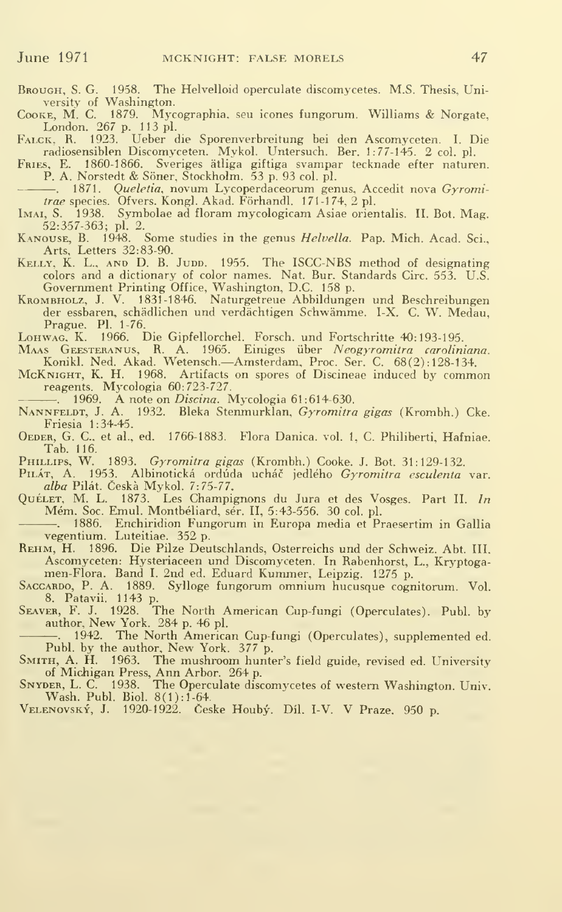Brough, S. G. 1958. The Helvelloid operculate discomycetes. M.S. Thesis, University of Washington.

Cooke, M. C. 1879. Mycographia, seu icones fungorum. Williams & Norgate, London. 267 p. 113 pl.

Falck, R. 1923. Ueber die Sporenverbreitung bei den Ascomyceten. I. Die radiosensiblen Discomyceten. Mykol. Untersuch. Ber. 1:77-145. 2 col. pl.

Fries, E. 1860-1866. Sveriges ätliga giftiga svampar tecknade efter naturen. P. A. Norstedt & Söner, Stockholm. 53 p. 93 col. pl.

———. 1871. *Queletia*, novum Lycoperdaceorum genus, Accedit nova *Gyromitrae* species. Öfvers. Kongl. Akad. Förhandl. 171-174, 2 pl.

Imai, S. 1938. Symbolae ad floram mycologicam Asiae orientalis. II. Bot. Mag. 52:357-363; pl. 2.

Kanouse, B. 1948. Some studies in the genus *Helvella*. Pap. Mich. Acad. Sci., Arts, Letters 32:83-90.

Kelly, K. L., and D. B. Judd. 1955. The ISCC-NBS method of designating colors and a dictionary of color names. Nat. Bur. Standards Circ. 553. U.S. Government Printing Office, Washington, D.C. 158 p.

Krombholz, J. V. 1831-1846. Naturgetreue Abbildungen und Beschreibungen der essbaren, schädlichen und verdächtigen Schwämme. I-X. C. W. Medau, Prague. Pl. 1-76.

Lohwag, K. 1966. Die Gipfellorchel. Forsch. und Fortschritte 40:193-195.

Maas Geesteranus, R. A. 1965. Einiges über *Neogyromitra caroliniana*. Konikl. Ned. Akad. Wetensch.—Amsterdam, Proc. Ser. C. 68(2):128-134.

McKnight, K. H. 1968. Artifacts on spores of Discineae induced by common reagents. Mycologia 60:723-727.

———. 1969. A note on *Discina*. Mycologia 61:614-630.

Nannfeldt, J. A. 1932. Bleka Stenmurklan, *Gyromitra gigas* (Krombh.) Cke. Friesia 1:34-45.

Oeder, G. C., et al., ed. 1766-1883. Flora Danica. vol. 1, C. Philiberti, Hafniae. Tab. 116.

Phillips, W. 1893. *Gyromitra gigas* (Krombh.) Cooke. J. Bot. 31:129-132.

Pilát, A. 1953. Albinotická ordúda ucháč jedlého *Gyromitra esculenta* var. *alba* Pilát. Česká Mykol. 7:75-77.

Quélet, M. L. 1873. Les Champignons du Jura et des Vosges. Part II. *In* Mém. Soc. Emul. Montbéliard, sér. II, 5:43-556. 30 col. pl.

———. 1886. Enchiridion Fungorum in Europa media et Praesertim in Gallia vegentium. Luteitiae. 352 p.

Rehm, H. 1896. Die Pilze Deutschlands, Osterreichs und der Schweiz. Abt. III. Ascomyceten: Hysteriaceen und Discomyceten. In Rabenhorst, L., Kryptogamen-Flora. Band I. 2nd ed. Eduard Kummer, Leipzig. 1275 p.

Saccardo, P. A. 1889. Sylloge fungorum omnium hucusque cognitorum. Vol. 8. Patavii. 1143 p.

Seaver, F. J. 1928. The North American Cup-fungi (Operculates). Publ. by author, New York. 284 p. 46 pl.

———. 1942. The North American Cup-fungi (Operculates), supplemented ed. Publ. by the author, New York. 377 p.

Smith, A. H. 1963. The mushroom hunter's field guide, revised ed. University of Michigan Press, Ann Arbor. 264 p.

Snyder, L. C. 1938. The Operculate discomycetes of western Washington. Univ. Wash. Publ. Biol. 8(1):1-64.

Velenovský, J. 1920-1922. Česke Houbý. Díl. I-V. V Praze. 950 p.